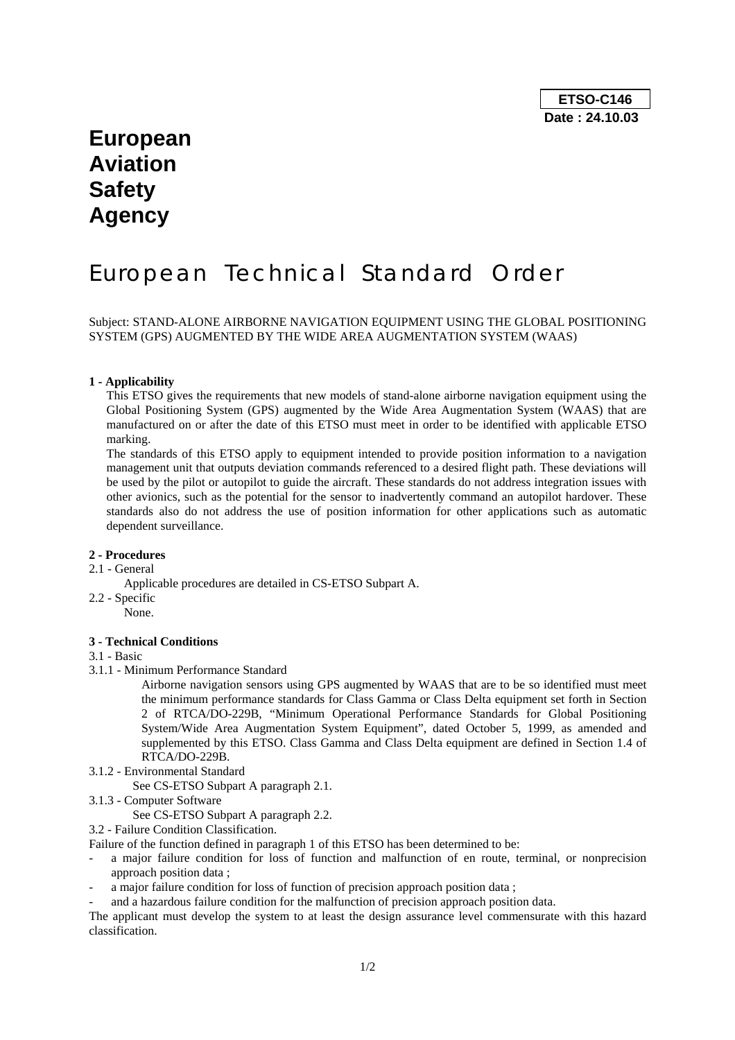**ETSO-C146**
**Date : 24.10.03**

# European Aviation Safety Agency

# European Technical Standard Order

Subject: STAND-ALONE AIRBORNE NAVIGATION EQUIPMENT USING THE GLOBAL POSITIONING SYSTEM (GPS) AUGMENTED BY THE WIDE AREA AUGMENTATION SYSTEM (WAAS)

**1 - Applicability**

This ETSO gives the requirements that new models of stand-alone airborne navigation equipment using the Global Positioning System (GPS) augmented by the Wide Area Augmentation System (WAAS) that are manufactured on or after the date of this ETSO must meet in order to be identified with applicable ETSO marking.

The standards of this ETSO apply to equipment intended to provide position information to a navigation management unit that outputs deviation commands referenced to a desired flight path. These deviations will be used by the pilot or autopilot to guide the aircraft. These standards do not address integration issues with other avionics, such as the potential for the sensor to inadvertently command an autopilot hardover. These standards also do not address the use of position information for other applications such as automatic dependent surveillance.

**2 - Procedures**

2.1 - General

Applicable procedures are detailed in CS-ETSO Subpart A.

2.2 - Specific

None.

**3 - Technical Conditions**

3.1 - Basic

3.1.1 - Minimum Performance Standard

Airborne navigation sensors using GPS augmented by WAAS that are to be so identified must meet the minimum performance standards for Class Gamma or Class Delta equipment set forth in Section 2 of RTCA/DO-229B, "Minimum Operational Performance Standards for Global Positioning System/Wide Area Augmentation System Equipment", dated October 5, 1999, as amended and supplemented by this ETSO. Class Gamma and Class Delta equipment are defined in Section 1.4 of RTCA/DO-229B.

3.1.2 - Environmental Standard

See CS-ETSO Subpart A paragraph 2.1.

3.1.3 - Computer Software

See CS-ETSO Subpart A paragraph 2.2.

3.2 - Failure Condition Classification.

Failure of the function defined in paragraph 1 of this ETSO has been determined to be:

- a major failure condition for loss of function and malfunction of en route, terminal, or nonprecision approach position data ;
- a major failure condition for loss of function of precision approach position data ;
- and a hazardous failure condition for the malfunction of precision approach position data.

The applicant must develop the system to at least the design assurance level commensurate with this hazard classification.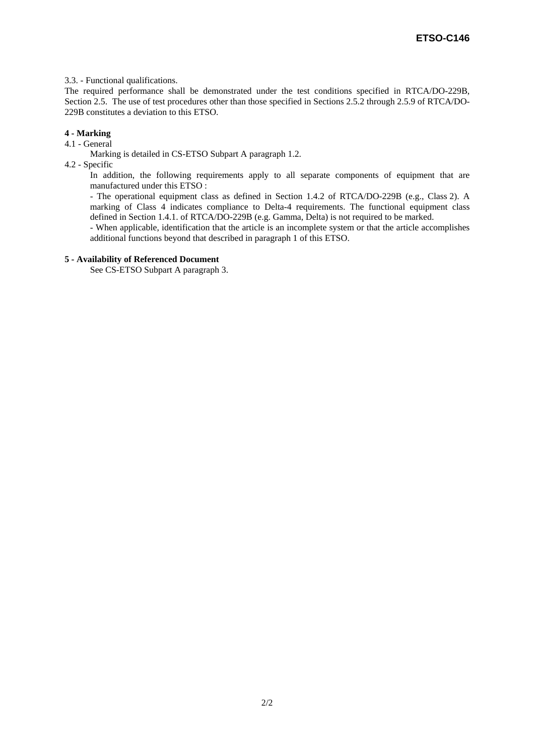3.3. - Functional qualifications.

The required performance shall be demonstrated under the test conditions specified in RTCA/DO-229B, Section 2.5. The use of test procedures other than those specified in Sections 2.5.2 through 2.5.9 of RTCA/DO-229B constitutes a deviation to this ETSO.

**4 - Marking**

4.1 - General

Marking is detailed in CS-ETSO Subpart A paragraph 1.2.

4.2 - Specific

In addition, the following requirements apply to all separate components of equipment that are manufactured under this ETSO :

- The operational equipment class as defined in Section 1.4.2 of RTCA/DO-229B (e.g., Class 2). A marking of Class 4 indicates compliance to Delta-4 requirements. The functional equipment class defined in Section 1.4.1. of RTCA/DO-229B (e.g. Gamma, Delta) is not required to be marked.
- When applicable, identification that the article is an incomplete system or that the article accomplishes additional functions beyond that described in paragraph 1 of this ETSO.

**5 - Availability of Referenced Document**

See CS-ETSO Subpart A paragraph 3.